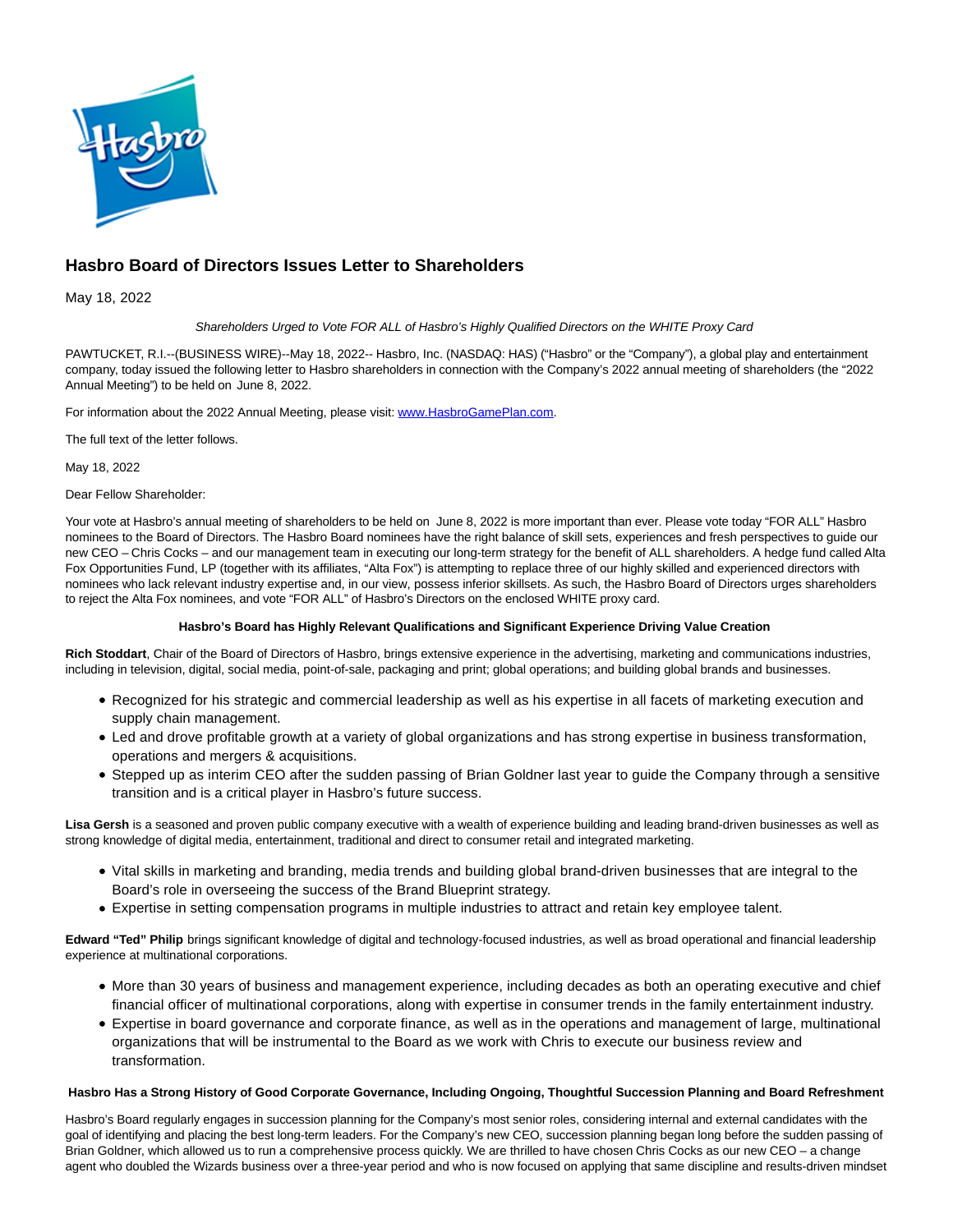# Hasbro Board of Directors Issues Letter to Shareholders

May 18, 2022

*Shareholders Urged to Vote FOR ALL of Hasbro's Highly Qualified Directors on the WHITE Proxy Card*

PAWTUCKET, R.I.--(BUSINESS WIRE)--May 18, 2022-- Hasbro, Inc. (NASDAQ: HAS) ("Hasbro" or the "Company"), a global play and entertainment company, today issued the following letter to Hasbro shareholders in connection with the Company's 2022 annual meeting of shareholders (the "2022 Annual Meeting") to be held on June 8, 2022.

For information about the 2022 Annual Meeting, please visit: www.HasbroGamePlan.com.

The full text of the letter follows.

May 18, 2022

Dear Fellow Shareholder:

Your vote at Hasbro's annual meeting of shareholders to be held on June 8, 2022 is more important than ever. Please vote today "FOR ALL" Hasbro nominees to the Board of Directors. The Hasbro Board nominees have the right balance of skill sets, experiences and fresh perspectives to guide our new CEO – Chris Cocks – and our management team in executing our long-term strategy for the benefit of ALL shareholders. A hedge fund called Alta Fox Opportunities Fund, LP (together with its affiliates, "Alta Fox") is attempting to replace three of our highly skilled and experienced directors with nominees who lack relevant industry expertise and, in our view, possess inferior skillsets. As such, the Hasbro Board of Directors urges shareholders to reject the Alta Fox nominees, and vote "FOR ALL" of Hasbro's Directors on the enclosed WHITE proxy card.

**Hasbro's Board has Highly Relevant Qualifications and Significant Experience Driving Value Creation**

**Rich Stoddart**, Chair of the Board of Directors of Hasbro, brings extensive experience in the advertising, marketing and communications industries, including in television, digital, social media, point-of-sale, packaging and print; global operations; and building global brands and businesses.

- Recognized for his strategic and commercial leadership as well as his expertise in all facets of marketing execution and supply chain management.
- Led and drove profitable growth at a variety of global organizations and has strong expertise in business transformation, operations and mergers & acquisitions.
- Stepped up as interim CEO after the sudden passing of Brian Goldner last year to guide the Company through a sensitive transition and is a critical player in Hasbro's future success.

**Lisa Gersh** is a seasoned and proven public company executive with a wealth of experience building and leading brand-driven businesses as well as strong knowledge of digital media, entertainment, traditional and direct to consumer retail and integrated marketing.

- Vital skills in marketing and branding, media trends and building global brand-driven businesses that are integral to the Board's role in overseeing the success of the Brand Blueprint strategy.
- Expertise in setting compensation programs in multiple industries to attract and retain key employee talent.

**Edward "Ted" Philip** brings significant knowledge of digital and technology-focused industries, as well as broad operational and financial leadership experience at multinational corporations.

- More than 30 years of business and management experience, including decades as both an operating executive and chief financial officer of multinational corporations, along with expertise in consumer trends in the family entertainment industry.
- Expertise in board governance and corporate finance, as well as in the operations and management of large, multinational organizations that will be instrumental to the Board as we work with Chris to execute our business review and transformation.

**Hasbro Has a Strong History of Good Corporate Governance, Including Ongoing, Thoughtful Succession Planning and Board Refreshment**

Hasbro's Board regularly engages in succession planning for the Company's most senior roles, considering internal and external candidates with the goal of identifying and placing the best long-term leaders. For the Company's new CEO, succession planning began long before the sudden passing of Brian Goldner, which allowed us to run a comprehensive process quickly. We are thrilled to have chosen Chris Cocks as our new CEO – a change agent who doubled the Wizards business over a three-year period and who is now focused on applying that same discipline and results-driven mindset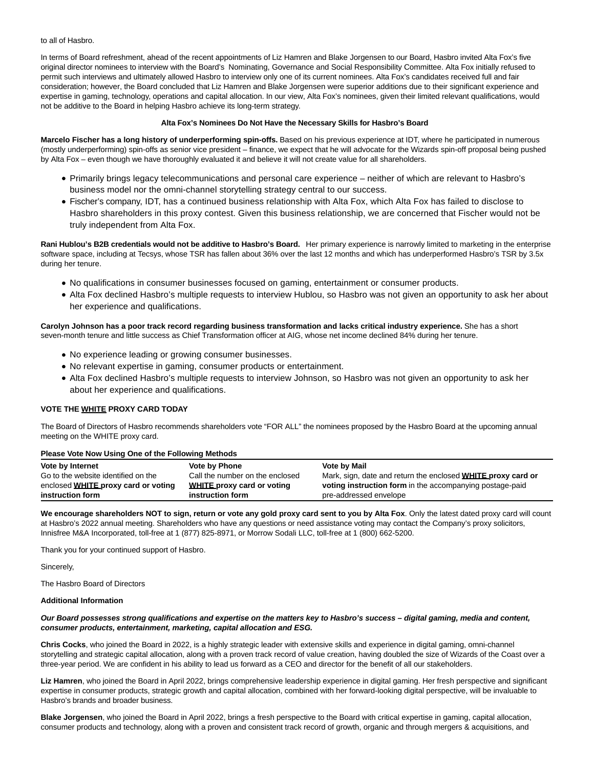to all of Hasbro.

In terms of Board refreshment, ahead of the recent appointments of Liz Hamren and Blake Jorgensen to our Board, Hasbro invited Alta Fox's five original director nominees to interview with the Board's Nominating, Governance and Social Responsibility Committee. Alta Fox initially refused to permit such interviews and ultimately allowed Hasbro to interview only one of its current nominees. Alta Fox's candidates received full and fair consideration; however, the Board concluded that Liz Hamren and Blake Jorgensen were superior additions due to their significant experience and expertise in gaming, technology, operations and capital allocation. In our view, Alta Fox's nominees, given their limited relevant qualifications, would not be additive to the Board in helping Hasbro achieve its long-term strategy.

**Alta Fox's Nominees Do Not Have the Necessary Skills for Hasbro's Board**

**Marcelo Fischer has a long history of underperforming spin-offs.** Based on his previous experience at IDT, where he participated in numerous (mostly underperforming) spin-offs as senior vice president – finance, we expect that he will advocate for the Wizards spin-off proposal being pushed by Alta Fox – even though we have thoroughly evaluated it and believe it will not create value for all shareholders.

- Primarily brings legacy telecommunications and personal care experience – neither of which are relevant to Hasbro's business model nor the omni-channel storytelling strategy central to our success.
- Fischer's company, IDT, has a continued business relationship with Alta Fox, which Alta Fox has failed to disclose to Hasbro shareholders in this proxy contest. Given this business relationship, we are concerned that Fischer would not be truly independent from Alta Fox.

**Rani Hublou's B2B credentials would not be additive to Hasbro's Board.** Her primary experience is narrowly limited to marketing in the enterprise software space, including at Tecsys, whose TSR has fallen about 36% over the last 12 months and which has underperformed Hasbro's TSR by 3.5x during her tenure.

- No qualifications in consumer businesses focused on gaming, entertainment or consumer products.
- Alta Fox declined Hasbro's multiple requests to interview Hublou, so Hasbro was not given an opportunity to ask her about her experience and qualifications.

**Carolyn Johnson has a poor track record regarding business transformation and lacks critical industry experience.** She has a short seven-month tenure and little success as Chief Transformation officer at AIG, whose net income declined 84% during her tenure.

- No experience leading or growing consumer businesses.
- No relevant expertise in gaming, consumer products or entertainment.
- Alta Fox declined Hasbro's multiple requests to interview Johnson, so Hasbro was not given an opportunity to ask her about her experience and qualifications.

**VOTE THE WHITE PROXY CARD TODAY**

The Board of Directors of Hasbro recommends shareholders vote "FOR ALL" the nominees proposed by the Hasbro Board at the upcoming annual meeting on the WHITE proxy card.

**Please Vote Now Using One of the Following Methods**

| Vote by Internet | Vote by Phone | Vote by Mail |
|---|---|---|
| Go to the website identified on the enclosed **WHITE proxy card or voting instruction form** | Call the number on the enclosed **WHITE proxy card or voting instruction form** | Mark, sign, date and return the enclosed **WHITE proxy card or voting instruction form** in the accompanying postage-paid pre-addressed envelope |

**We encourage shareholders NOT to sign, return or vote any gold proxy card sent to you by Alta Fox**. Only the latest dated proxy card will count at Hasbro's 2022 annual meeting. Shareholders who have any questions or need assistance voting may contact the Company's proxy solicitors, Innisfree M&A Incorporated, toll-free at 1 (877) 825-8971, or Morrow Sodali LLC, toll-free at 1 (800) 662-5200.

Thank you for your continued support of Hasbro.

Sincerely,

The Hasbro Board of Directors

**Additional Information**

***Our Board possesses strong qualifications and expertise on the matters key to Hasbro's success – digital gaming, media and content, consumer products, entertainment, marketing, capital allocation and ESG.***

**Chris Cocks**, who joined the Board in 2022, is a highly strategic leader with extensive skills and experience in digital gaming, omni-channel storytelling and strategic capital allocation, along with a proven track record of value creation, having doubled the size of Wizards of the Coast over a three-year period. We are confident in his ability to lead us forward as a CEO and director for the benefit of all our stakeholders.

**Liz Hamren**, who joined the Board in April 2022, brings comprehensive leadership experience in digital gaming. Her fresh perspective and significant expertise in consumer products, strategic growth and capital allocation, combined with her forward-looking digital perspective, will be invaluable to Hasbro's brands and broader business.

**Blake Jorgensen**, who joined the Board in April 2022, brings a fresh perspective to the Board with critical expertise in gaming, capital allocation, consumer products and technology, along with a proven and consistent track record of growth, organic and through mergers & acquisitions, and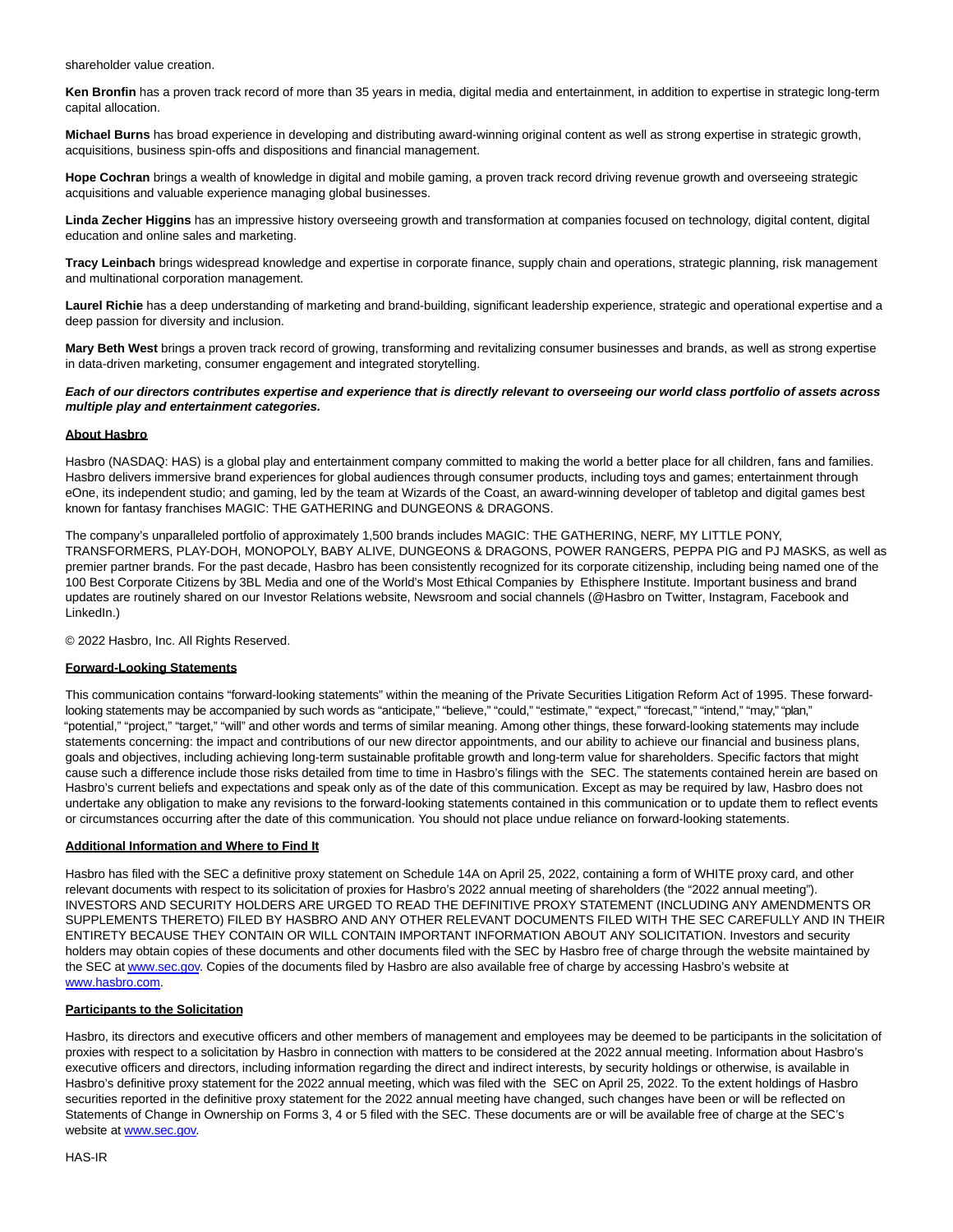shareholder value creation.

**Ken Bronfin** has a proven track record of more than 35 years in media, digital media and entertainment, in addition to expertise in strategic long-term capital allocation.

**Michael Burns** has broad experience in developing and distributing award-winning original content as well as strong expertise in strategic growth, acquisitions, business spin-offs and dispositions and financial management.

**Hope Cochran** brings a wealth of knowledge in digital and mobile gaming, a proven track record driving revenue growth and overseeing strategic acquisitions and valuable experience managing global businesses.

**Linda Zecher Higgins** has an impressive history overseeing growth and transformation at companies focused on technology, digital content, digital education and online sales and marketing.

**Tracy Leinbach** brings widespread knowledge and expertise in corporate finance, supply chain and operations, strategic planning, risk management and multinational corporation management.

**Laurel Richie** has a deep understanding of marketing and brand-building, significant leadership experience, strategic and operational expertise and a deep passion for diversity and inclusion.

**Mary Beth West** brings a proven track record of growing, transforming and revitalizing consumer businesses and brands, as well as strong expertise in data-driven marketing, consumer engagement and integrated storytelling.

***Each of our directors contributes expertise and experience that is directly relevant to overseeing our world class portfolio of assets across multiple play and entertainment categories.***

**About Hasbro**

Hasbro (NASDAQ: HAS) is a global play and entertainment company committed to making the world a better place for all children, fans and families. Hasbro delivers immersive brand experiences for global audiences through consumer products, including toys and games; entertainment through eOne, its independent studio; and gaming, led by the team at Wizards of the Coast, an award-winning developer of tabletop and digital games best known for fantasy franchises MAGIC: THE GATHERING and DUNGEONS & DRAGONS.

The company's unparalleled portfolio of approximately 1,500 brands includes MAGIC: THE GATHERING, NERF, MY LITTLE PONY, TRANSFORMERS, PLAY-DOH, MONOPOLY, BABY ALIVE, DUNGEONS & DRAGONS, POWER RANGERS, PEPPA PIG and PJ MASKS, as well as premier partner brands. For the past decade, Hasbro has been consistently recognized for its corporate citizenship, including being named one of the 100 Best Corporate Citizens by 3BL Media and one of the World's Most Ethical Companies by Ethisphere Institute. Important business and brand updates are routinely shared on our Investor Relations website, Newsroom and social channels (@Hasbro on Twitter, Instagram, Facebook and LinkedIn.)

© 2022 Hasbro, Inc. All Rights Reserved.

**Forward-Looking Statements**

This communication contains "forward-looking statements" within the meaning of the Private Securities Litigation Reform Act of 1995. These forward-looking statements may be accompanied by such words as "anticipate," "believe," "could," "estimate," "expect," "forecast," "intend," "may," "plan," "potential," "project," "target," "will" and other words and terms of similar meaning. Among other things, these forward-looking statements may include statements concerning: the impact and contributions of our new director appointments, and our ability to achieve our financial and business plans, goals and objectives, including achieving long-term sustainable profitable growth and long-term value for shareholders. Specific factors that might cause such a difference include those risks detailed from time to time in Hasbro's filings with the SEC. The statements contained herein are based on Hasbro's current beliefs and expectations and speak only as of the date of this communication. Except as may be required by law, Hasbro does not undertake any obligation to make any revisions to the forward-looking statements contained in this communication or to update them to reflect events or circumstances occurring after the date of this communication. You should not place undue reliance on forward-looking statements.

**Additional Information and Where to Find It**

Hasbro has filed with the SEC a definitive proxy statement on Schedule 14A on April 25, 2022, containing a form of WHITE proxy card, and other relevant documents with respect to its solicitation of proxies for Hasbro's 2022 annual meeting of shareholders (the "2022 annual meeting"). INVESTORS AND SECURITY HOLDERS ARE URGED TO READ THE DEFINITIVE PROXY STATEMENT (INCLUDING ANY AMENDMENTS OR SUPPLEMENTS THERETO) FILED BY HASBRO AND ANY OTHER RELEVANT DOCUMENTS FILED WITH THE SEC CAREFULLY AND IN THEIR ENTIRETY BECAUSE THEY CONTAIN OR WILL CONTAIN IMPORTANT INFORMATION ABOUT ANY SOLICITATION. Investors and security holders may obtain copies of these documents and other documents filed with the SEC by Hasbro free of charge through the website maintained by the SEC at www.sec.gov. Copies of the documents filed by Hasbro are also available free of charge by accessing Hasbro's website at www.hasbro.com.

**Participants to the Solicitation**

Hasbro, its directors and executive officers and other members of management and employees may be deemed to be participants in the solicitation of proxies with respect to a solicitation by Hasbro in connection with matters to be considered at the 2022 annual meeting. Information about Hasbro's executive officers and directors, including information regarding the direct and indirect interests, by security holdings or otherwise, is available in Hasbro's definitive proxy statement for the 2022 annual meeting, which was filed with the SEC on April 25, 2022. To the extent holdings of Hasbro securities reported in the definitive proxy statement for the 2022 annual meeting have changed, such changes have been or will be reflected on Statements of Change in Ownership on Forms 3, 4 or 5 filed with the SEC. These documents are or will be available free of charge at the SEC's website at www.sec.gov.

HAS-IR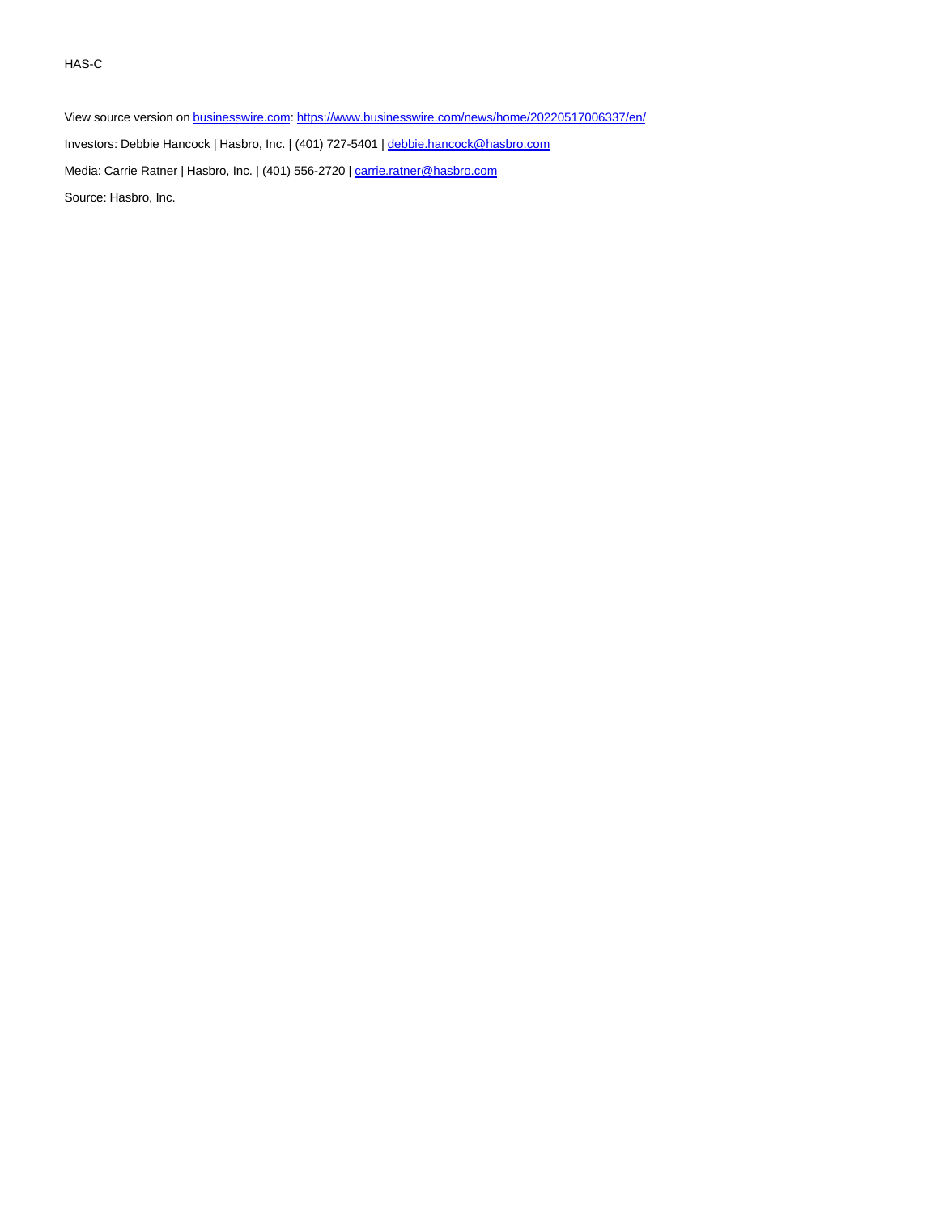HAS-C

View source version on businesswire.com: https://www.businesswire.com/news/home/20220517006337/en/

Investors: Debbie Hancock | Hasbro, Inc. | (401) 727-5401 | debbie.hancock@hasbro.com

Media: Carrie Ratner | Hasbro, Inc. | (401) 556-2720 | carrie.ratner@hasbro.com

Source: Hasbro, Inc.